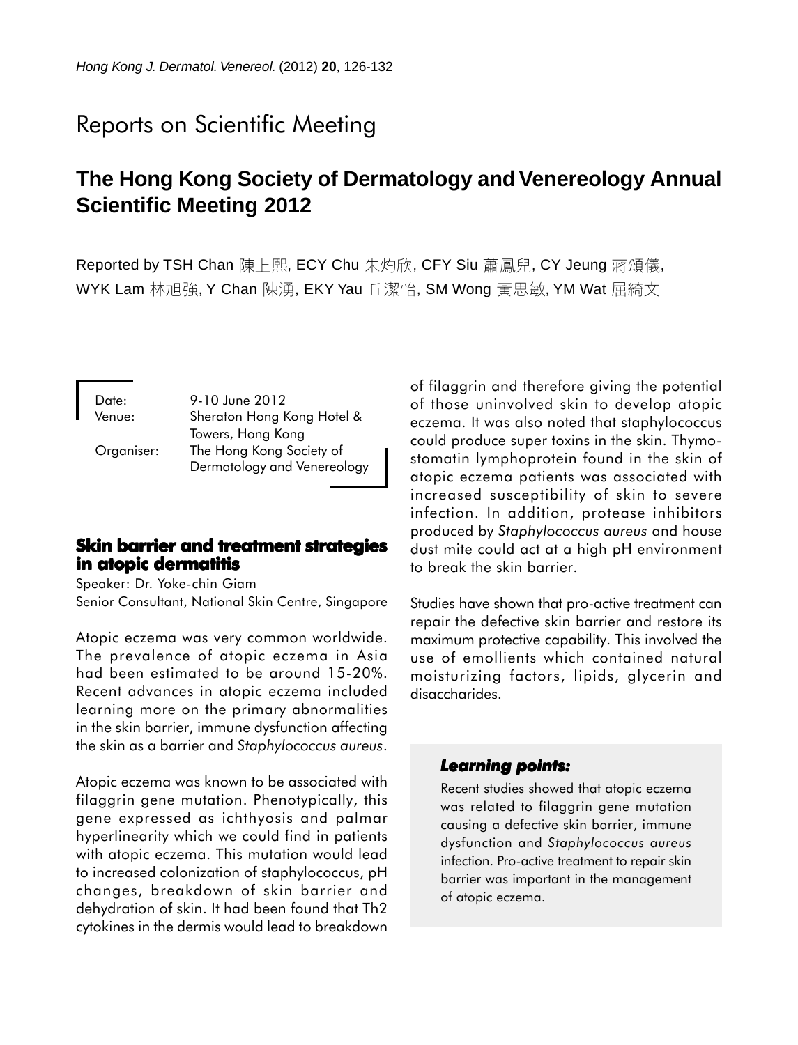Reports on Scientific Meeting

# The Hong Kong Society of Dermatology and Venereology Annual Scientific Meeting 2012

Reported by TSH Chan 陳上熙, ECY Chu 朱灼欣, CFY Siu 蕭鳳兒, CY Jeung 蔣頌儀, WYK Lam 林旭強, Y Chan 陳湧, EKY Yau 丘潔怡, SM Wong 黃思敏, YM Wat 屈綺文

Date: 9-10 June 2012
Venue: Sheraton Hong Kong Hotel & Towers, Hong Kong
Organiser: The Hong Kong Society of Dermatology and Venereology

## Skin barrier and treatment strategies in atopic dermatitis

Speaker: Dr. Yoke-chin Giam
Senior Consultant, National Skin Centre, Singapore

Atopic eczema was very common worldwide. The prevalence of atopic eczema in Asia had been estimated to be around 15-20%. Recent advances in atopic eczema included learning more on the primary abnormalities in the skin barrier, immune dysfunction affecting the skin as a barrier and *Staphylococcus aureus*.

Atopic eczema was known to be associated with filaggrin gene mutation. Phenotypically, this gene expressed as ichthyosis and palmar hyperlinearity which we could find in patients with atopic eczema. This mutation would lead to increased colonization of staphylococcus, pH changes, breakdown of skin barrier and dehydration of skin. It had been found that Th2 cytokines in the dermis would lead to breakdown of filaggrin and therefore giving the potential of those uninvolved skin to develop atopic eczema. It was also noted that staphylococcus could produce super toxins in the skin. Thymostomatin lymphoprotein found in the skin of atopic eczema patients was associated with increased susceptibility of skin to severe infection. In addition, protease inhibitors produced by *Staphylococcus aureus* and house dust mite could act at a high pH environment to break the skin barrier.

Studies have shown that pro-active treatment can repair the defective skin barrier and restore its maximum protective capability. This involved the use of emollients which contained natural moisturizing factors, lipids, glycerin and disaccharides.

### Learning points:

Recent studies showed that atopic eczema was related to filaggrin gene mutation causing a defective skin barrier, immune dysfunction and *Staphylococcus aureus* infection. Pro-active treatment to repair skin barrier was important in the management of atopic eczema.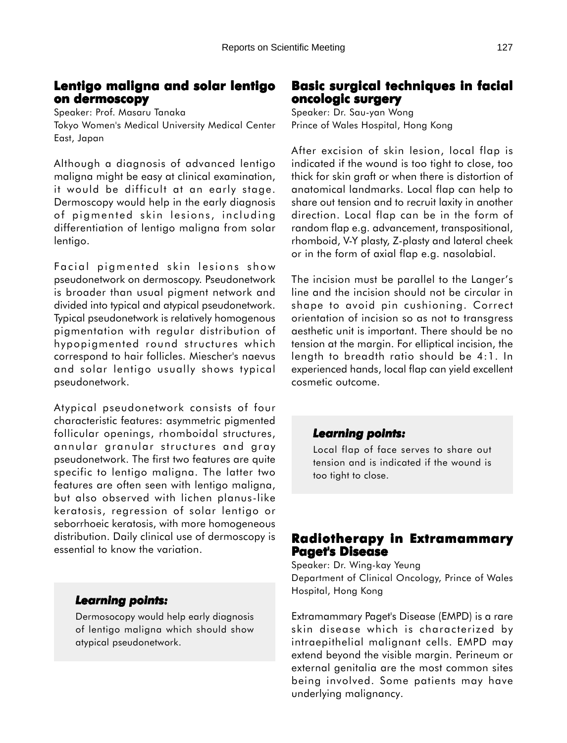## Lentigo maligna and solar lentigo on dermoscopy

Speaker: Prof. Masaru Tanaka
Tokyo Women's Medical University Medical Center East, Japan

Although a diagnosis of advanced lentigo maligna might be easy at clinical examination, it would be difficult at an early stage. Dermoscopy would help in the early diagnosis of pigmented skin lesions, including differentiation of lentigo maligna from solar lentigo.

Facial pigmented skin lesions show pseudonetwork on dermoscopy. Pseudonetwork is broader than usual pigment network and divided into typical and atypical pseudonetwork. Typical pseudonetwork is relatively homogenous pigmentation with regular distribution of hypopigmented round structures which correspond to hair follicles. Miescher's naevus and solar lentigo usually shows typical pseudonetwork.

Atypical pseudonetwork consists of four characteristic features: asymmetric pigmented follicular openings, rhomboidal structures, annular granular structures and gray pseudonetwork. The first two features are quite specific to lentigo maligna. The latter two features are often seen with lentigo maligna, but also observed with lichen planus-like keratosis, regression of solar lentigo or seborrhoeic keratosis, with more homogeneous distribution. Daily clinical use of dermoscopy is essential to know the variation.

> ***Learning points:***
>
> Dermosocopy would help early diagnosis of lentigo maligna which should show atypical pseudonetwork.

## Basic surgical techniques in facial oncologic surgery

Speaker: Dr. Sau-yan Wong
Prince of Wales Hospital, Hong Kong

After excision of skin lesion, local flap is indicated if the wound is too tight to close, too thick for skin graft or when there is distortion of anatomical landmarks. Local flap can help to share out tension and to recruit laxity in another direction. Local flap can be in the form of random flap e.g. advancement, transpositional, rhomboid, V-Y plasty, Z-plasty and lateral cheek or in the form of axial flap e.g. nasolabial.

The incision must be parallel to the Langer's line and the incision should not be circular in shape to avoid pin cushioning. Correct orientation of incision so as not to transgress aesthetic unit is important. There should be no tension at the margin. For elliptical incision, the length to breadth ratio should be 4:1. In experienced hands, local flap can yield excellent cosmetic outcome.

> ***Learning points:***
>
> Local flap of face serves to share out tension and is indicated if the wound is too tight to close.

## Radiotherapy in Extramammary Paget's Disease

Speaker: Dr. Wing-kay Yeung
Department of Clinical Oncology, Prince of Wales Hospital, Hong Kong

Extramammary Paget's Disease (EMPD) is a rare skin disease which is characterized by intraepithelial malignant cells. EMPD may extend beyond the visible margin. Perineum or external genitalia are the most common sites being involved. Some patients may have underlying malignancy.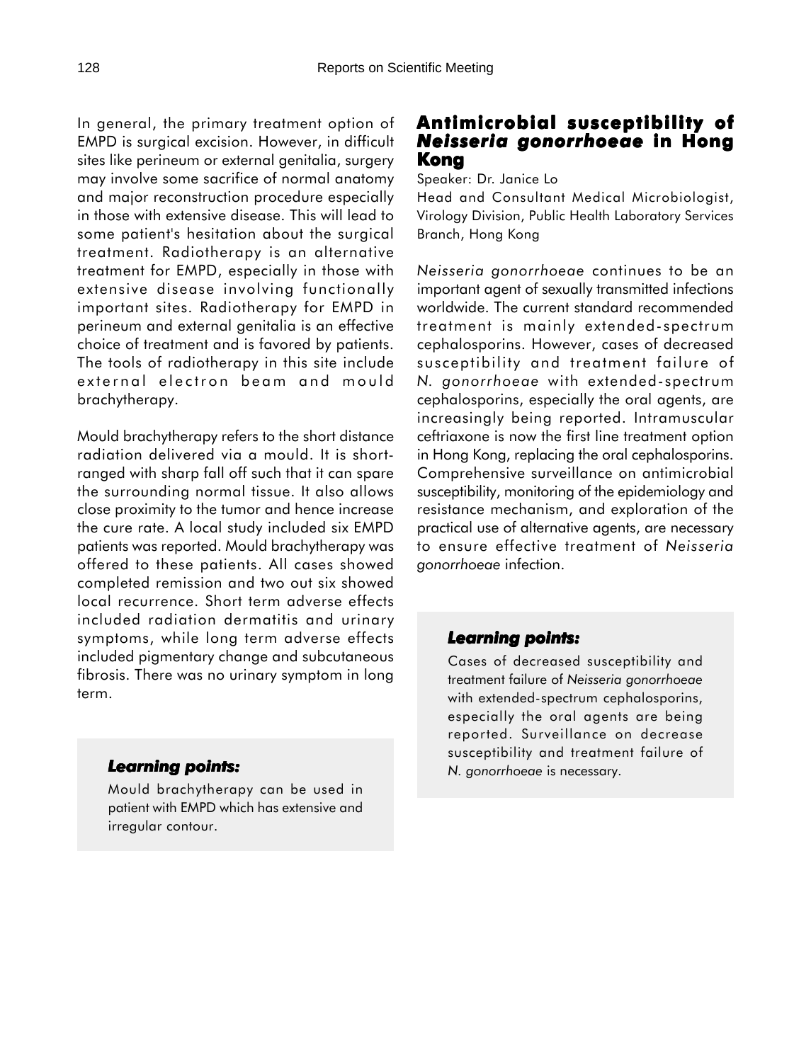In general, the primary treatment option of EMPD is surgical excision. However, in difficult sites like perineum or external genitalia, surgery may involve some sacrifice of normal anatomy and major reconstruction procedure especially in those with extensive disease. This will lead to some patient's hesitation about the surgical treatment. Radiotherapy is an alternative treatment for EMPD, especially in those with extensive disease involving functionally important sites. Radiotherapy for EMPD in perineum and external genitalia is an effective choice of treatment and is favored by patients. The tools of radiotherapy in this site include external electron beam and mould brachytherapy.

Mould brachytherapy refers to the short distance radiation delivered via a mould. It is short-ranged with sharp fall off such that it can spare the surrounding normal tissue. It also allows close proximity to the tumor and hence increase the cure rate. A local study included six EMPD patients was reported. Mould brachytherapy was offered to these patients. All cases showed completed remission and two out six showed local recurrence. Short term adverse effects included radiation dermatitis and urinary symptoms, while long term adverse effects included pigmentary change and subcutaneous fibrosis. There was no urinary symptom in long term.

***Learning points:***

Mould brachytherapy can be used in patient with EMPD which has extensive and irregular contour.

## Antimicrobial susceptibility of *Neisseria gonorrhoeae* in Hong Kong

Speaker: Dr. Janice Lo

Head and Consultant Medical Microbiologist, Virology Division, Public Health Laboratory Services Branch, Hong Kong

*Neisseria gonorrhoeae* continues to be an important agent of sexually transmitted infections worldwide. The current standard recommended treatment is mainly extended-spectrum cephalosporins. However, cases of decreased susceptibility and treatment failure of *N. gonorrhoeae* with extended-spectrum cephalosporins, especially the oral agents, are increasingly being reported. Intramuscular ceftriaxone is now the first line treatment option in Hong Kong, replacing the oral cephalosporins. Comprehensive surveillance on antimicrobial susceptibility, monitoring of the epidemiology and resistance mechanism, and exploration of the practical use of alternative agents, are necessary to ensure effective treatment of *Neisseria gonorrhoeae* infection.

***Learning points:***

Cases of decreased susceptibility and treatment failure of *Neisseria gonorrhoeae* with extended-spectrum cephalosporins, especially the oral agents are being reported. Surveillance on decrease susceptibility and treatment failure of *N. gonorrhoeae* is necessary.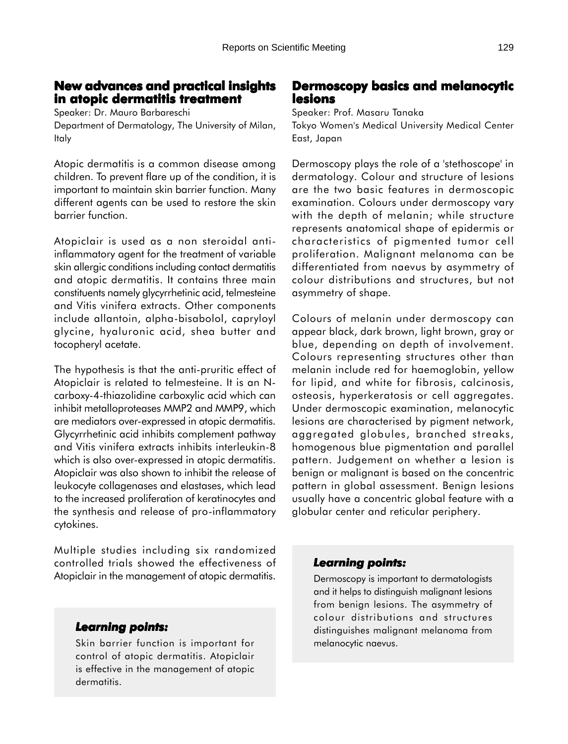## New advances and practical insights in atopic dermatitis treatment

Speaker: Dr. Mauro Barbareschi
Department of Dermatology, The University of Milan, Italy

Atopic dermatitis is a common disease among children. To prevent flare up of the condition, it is important to maintain skin barrier function. Many different agents can be used to restore the skin barrier function.

Atopiclair is used as a non steroidal anti-inflammatory agent for the treatment of variable skin allergic conditions including contact dermatitis and atopic dermatitis. It contains three main constituents namely glycyrrhetinic acid, telmesteine and Vitis vinifera extracts. Other components include allantoin, alpha-bisabolol, capryloyl glycine, hyaluronic acid, shea butter and tocopheryl acetate.

The hypothesis is that the anti-pruritic effect of Atopiclair is related to telmesteine. It is an N-carboxy-4-thiazolidine carboxylic acid which can inhibit metalloproteases MMP2 and MMP9, which are mediators over-expressed in atopic dermatitis. Glycyrrhetinic acid inhibits complement pathway and Vitis vinifera extracts inhibits interleukin-8 which is also over-expressed in atopic dermatitis. Atopiclair was also shown to inhibit the release of leukocyte collagenases and elastases, which lead to the increased proliferation of keratinocytes and the synthesis and release of pro-inflammatory cytokines.

Multiple studies including six randomized controlled trials showed the effectiveness of Atopiclair in the management of atopic dermatitis.

### *Learning points:*

Skin barrier function is important for control of atopic dermatitis. Atopiclair is effective in the management of atopic dermatitis.

## Dermoscopy basics and melanocytic lesions

Speaker: Prof. Masaru Tanaka
Tokyo Women's Medical University Medical Center East, Japan

Dermoscopy plays the role of a 'stethoscope' in dermatology. Colour and structure of lesions are the two basic features in dermoscopic examination. Colours under dermoscopy vary with the depth of melanin; while structure represents anatomical shape of epidermis or characteristics of pigmented tumor cell proliferation. Malignant melanoma can be differentiated from naevus by asymmetry of colour distributions and structures, but not asymmetry of shape.

Colours of melanin under dermoscopy can appear black, dark brown, light brown, gray or blue, depending on depth of involvement. Colours representing structures other than melanin include red for haemoglobin, yellow for lipid, and white for fibrosis, calcinosis, osteosis, hyperkeratosis or cell aggregates. Under dermoscopic examination, melanocytic lesions are characterised by pigment network, aggregated globules, branched streaks, homogenous blue pigmentation and parallel pattern. Judgement on whether a lesion is benign or malignant is based on the concentric pattern in global assessment. Benign lesions usually have a concentric global feature with a globular center and reticular periphery.

### *Learning points:*

Dermoscopy is important to dermatologists and it helps to distinguish malignant lesions from benign lesions. The asymmetry of colour distributions and structures distinguishes malignant melanoma from melanocytic naevus.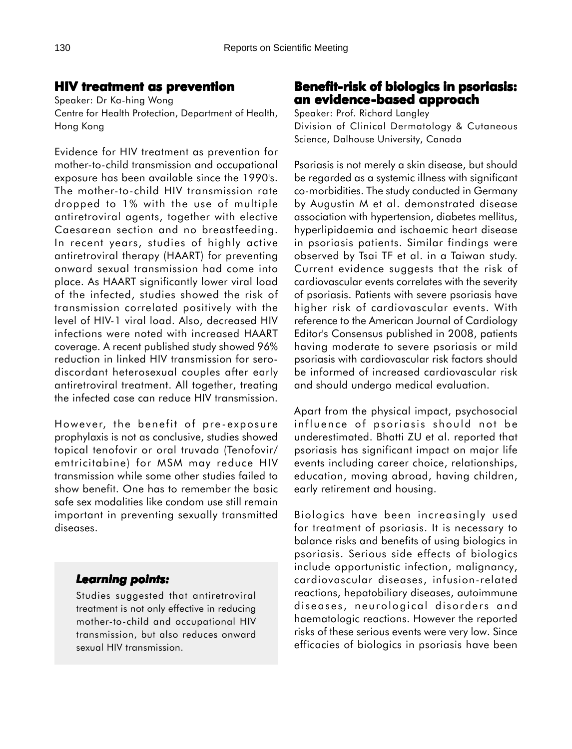## HIV treatment as prevention

Speaker: Dr Ka-hing Wong
Centre for Health Protection, Department of Health, Hong Kong

Evidence for HIV treatment as prevention for mother-to-child transmission and occupational exposure has been available since the 1990's. The mother-to-child HIV transmission rate dropped to 1% with the use of multiple antiretroviral agents, together with elective Caesarean section and no breastfeeding. In recent years, studies of highly active antiretroviral therapy (HAART) for preventing onward sexual transmission had come into place. As HAART significantly lower viral load of the infected, studies showed the risk of transmission correlated positively with the level of HIV-1 viral load. Also, decreased HIV infections were noted with increased HAART coverage. A recent published study showed 96% reduction in linked HIV transmission for sero-discordant heterosexual couples after early antiretroviral treatment. All together, treating the infected case can reduce HIV transmission.

However, the benefit of pre-exposure prophylaxis is not as conclusive, studies showed topical tenofovir or oral truvada (Tenofovir/emtricitabine) for MSM may reduce HIV transmission while some other studies failed to show benefit. One has to remember the basic safe sex modalities like condom use still remain important in preventing sexually transmitted diseases.

***Learning points:***

Studies suggested that antiretroviral treatment is not only effective in reducing mother-to-child and occupational HIV transmission, but also reduces onward sexual HIV transmission.

## Benefit-risk of biologics in psoriasis: an evidence-based approach

Speaker: Prof. Richard Langley
Division of Clinical Dermatology & Cutaneous Science, Dalhouse University, Canada

Psoriasis is not merely a skin disease, but should be regarded as a systemic illness with significant co-morbidities. The study conducted in Germany by Augustin M et al. demonstrated disease association with hypertension, diabetes mellitus, hyperlipidaemia and ischaemic heart disease in psoriasis patients. Similar findings were observed by Tsai TF et al. in a Taiwan study. Current evidence suggests that the risk of cardiovascular events correlates with the severity of psoriasis. Patients with severe psoriasis have higher risk of cardiovascular events. With reference to the American Journal of Cardiology Editor's Consensus published in 2008, patients having moderate to severe psoriasis or mild psoriasis with cardiovascular risk factors should be informed of increased cardiovascular risk and should undergo medical evaluation.

Apart from the physical impact, psychosocial influence of psoriasis should not be underestimated. Bhatti ZU et al. reported that psoriasis has significant impact on major life events including career choice, relationships, education, moving abroad, having children, early retirement and housing.

Biologics have been increasingly used for treatment of psoriasis. It is necessary to balance risks and benefits of using biologics in psoriasis. Serious side effects of biologics include opportunistic infection, malignancy, cardiovascular diseases, infusion-related reactions, hepatobiliary diseases, autoimmune diseases, neurological disorders and haematologic reactions. However the reported risks of these serious events were very low. Since efficacies of biologics in psoriasis have been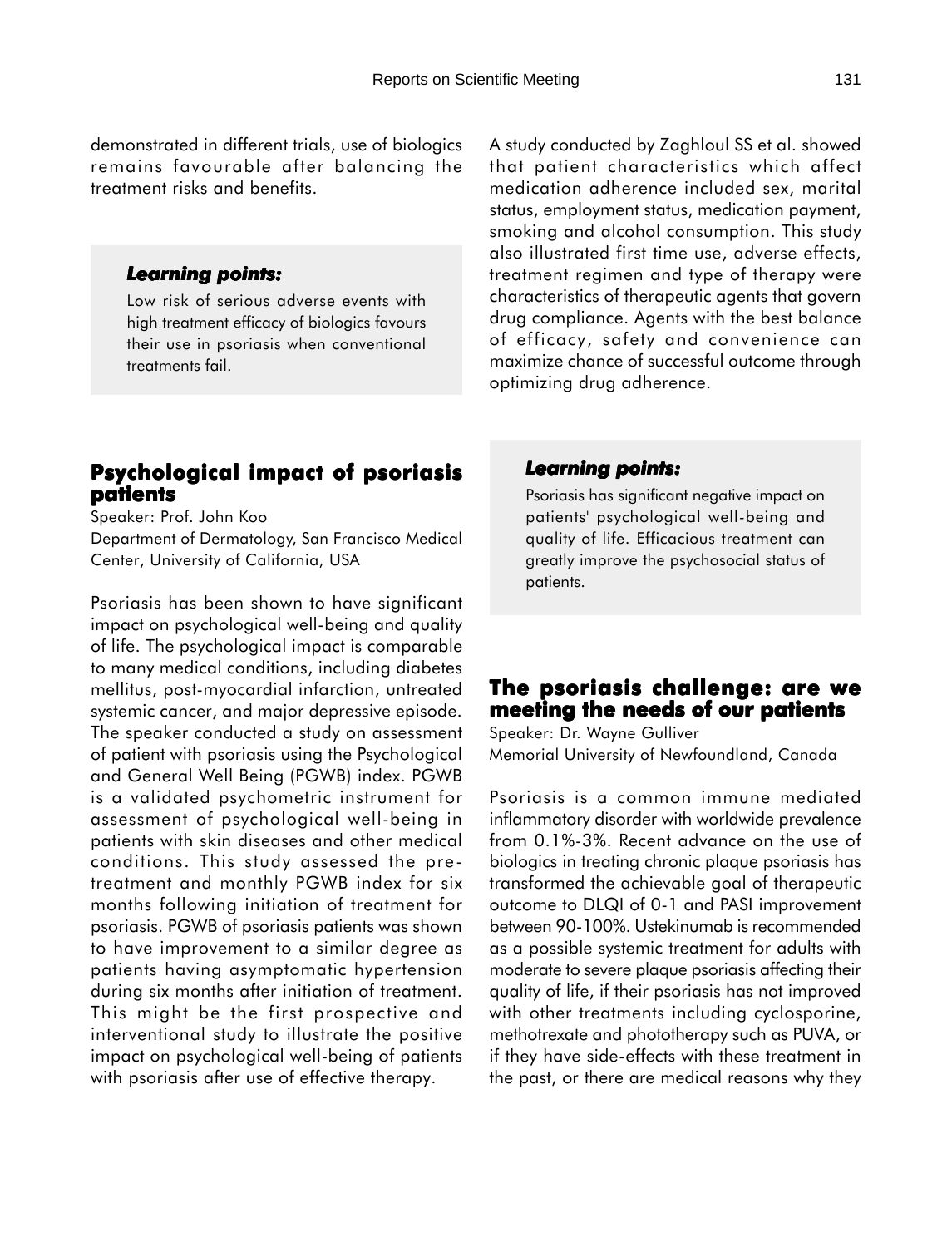demonstrated in different trials, use of biologics remains favourable after balancing the treatment risks and benefits.

> ***Learning points:***
>
> Low risk of serious adverse events with high treatment efficacy of biologics favours their use in psoriasis when conventional treatments fail.

## Psychological impact of psoriasis patients

Speaker: Prof. John Koo

Department of Dermatology, San Francisco Medical Center, University of California, USA

Psoriasis has been shown to have significant impact on psychological well-being and quality of life. The psychological impact is comparable to many medical conditions, including diabetes mellitus, post-myocardial infarction, untreated systemic cancer, and major depressive episode. The speaker conducted a study on assessment of patient with psoriasis using the Psychological and General Well Being (PGWB) index. PGWB is a validated psychometric instrument for assessment of psychological well-being in patients with skin diseases and other medical conditions. This study assessed the pre-treatment and monthly PGWB index for six months following initiation of treatment for psoriasis. PGWB of psoriasis patients was shown to have improvement to a similar degree as patients having asymptomatic hypertension during six months after initiation of treatment. This might be the first prospective and interventional study to illustrate the positive impact on psychological well-being of patients with psoriasis after use of effective therapy.

A study conducted by Zaghloul SS et al. showed that patient characteristics which affect medication adherence included sex, marital status, employment status, medication payment, smoking and alcohol consumption. This study also illustrated first time use, adverse effects, treatment regimen and type of therapy were characteristics of therapeutic agents that govern drug compliance. Agents with the best balance of efficacy, safety and convenience can maximize chance of successful outcome through optimizing drug adherence.

> ***Learning points:***
>
> Psoriasis has significant negative impact on patients' psychological well-being and quality of life. Efficacious treatment can greatly improve the psychosocial status of patients.

## The psoriasis challenge: are we meeting the needs of our patients

Speaker: Dr. Wayne Gulliver

Memorial University of Newfoundland, Canada

Psoriasis is a common immune mediated inflammatory disorder with worldwide prevalence from 0.1%-3%. Recent advance on the use of biologics in treating chronic plaque psoriasis has transformed the achievable goal of therapeutic outcome to DLQI of 0-1 and PASI improvement between 90-100%. Ustekinumab is recommended as a possible systemic treatment for adults with moderate to severe plaque psoriasis affecting their quality of life, if their psoriasis has not improved with other treatments including cyclosporine, methotrexate and phototherapy such as PUVA, or if they have side-effects with these treatment in the past, or there are medical reasons why they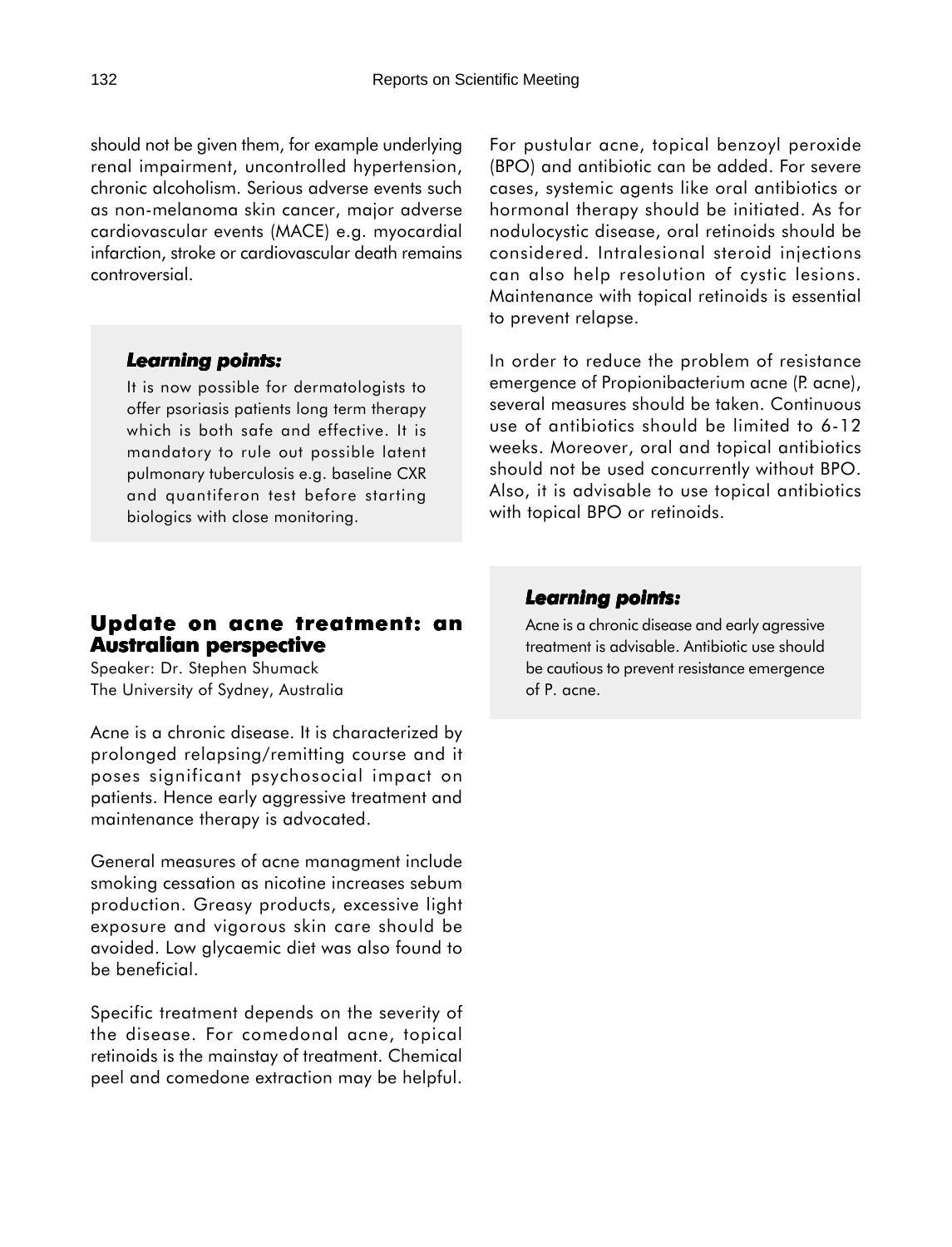should not be given them, for example underlying renal impairment, uncontrolled hypertension, chronic alcoholism. Serious adverse events such as non-melanoma skin cancer, major adverse cardiovascular events (MACE) e.g. myocardial infarction, stroke or cardiovascular death remains controversial.

> ***Learning points:***
>
> It is now possible for dermatologists to offer psoriasis patients long term therapy which is both safe and effective. It is mandatory to rule out possible latent pulmonary tuberculosis e.g. baseline CXR and quantiferon test before starting biologics with close monitoring.

## Update on acne treatment: an Australian perspective

Speaker: Dr. Stephen Shumack
The University of Sydney, Australia

Acne is a chronic disease. It is characterized by prolonged relapsing/remitting course and it poses significant psychosocial impact on patients. Hence early aggressive treatment and maintenance therapy is advocated.

General measures of acne managment include smoking cessation as nicotine increases sebum production. Greasy products, excessive light exposure and vigorous skin care should be avoided. Low glycaemic diet was also found to be beneficial.

Specific treatment depends on the severity of the disease. For comedonal acne, topical retinoids is the mainstay of treatment. Chemical peel and comedone extraction may be helpful. For pustular acne, topical benzoyl peroxide (BPO) and antibiotic can be added. For severe cases, systemic agents like oral antibiotics or hormonal therapy should be initiated. As for nodulocystic disease, oral retinoids should be considered. Intralesional steroid injections can also help resolution of cystic lesions. Maintenance with topical retinoids is essential to prevent relapse.

In order to reduce the problem of resistance emergence of Propionibacterium acne (P. acne), several measures should be taken. Continuous use of antibiotics should be limited to 6-12 weeks. Moreover, oral and topical antibiotics should not be used concurrently without BPO. Also, it is advisable to use topical antibiotics with topical BPO or retinoids.

> ***Learning points:***
>
> Acne is a chronic disease and early agressive treatment is advisable. Antibiotic use should be cautious to prevent resistance emergence of P. acne.